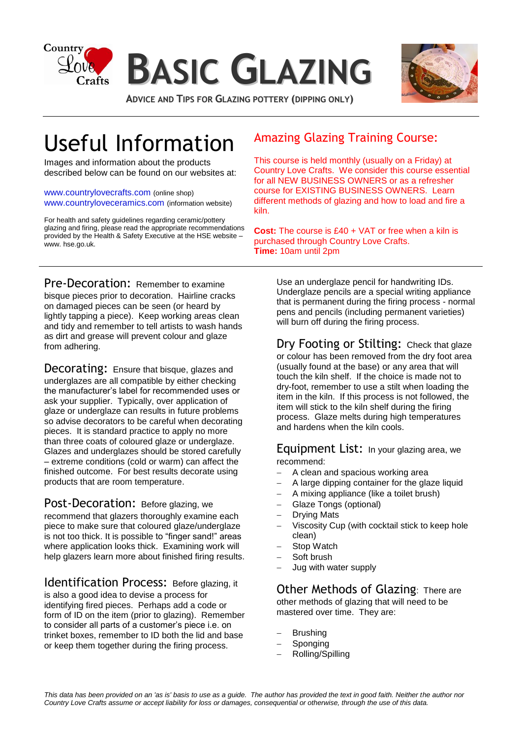# BASIC GLAZING

**ADVICE AND TIPS FOR GLAZING POTTERY (DIPPING ONLY)**

## Useful Information

Images and information about the products described below can be found on our websites at:

www.countrylovecrafts.com (online shop)
www.countryloveceramics.com (information website)

For health and safety guidelines regarding ceramic/pottery glazing and firing, please read the appropriate recommendations provided by the Health & Safety Executive at the HSE website – www. hse.go.uk.

## Amazing Glazing Training Course:

This course is held monthly (usually on a Friday) at Country Love Crafts. We consider this course essential for all NEW BUSINESS OWNERS or as a refresher course for EXISTING BUSINESS OWNERS. Learn different methods of glazing and how to load and fire a kiln.

**Cost:** The course is £40 + VAT or free when a kiln is purchased through Country Love Crafts.
**Time:** 10am until 2pm

### Pre-Decoration:

Remember to examine bisque pieces prior to decoration. Hairline cracks on damaged pieces can be seen (or heard by lightly tapping a piece). Keep working areas clean and tidy and remember to tell artists to wash hands as dirt and grease will prevent colour and glaze from adhering.

### Decorating:

Ensure that bisque, glazes and underglazes are all compatible by either checking the manufacturer's label for recommended uses or ask your supplier. Typically, over application of glaze or underglaze can results in future problems so advise decorators to be careful when decorating pieces. It is standard practice to apply no more than three coats of coloured glaze or underglaze. Glazes and underglazes should be stored carefully – extreme conditions (cold or warm) can affect the finished outcome. For best results decorate using products that are room temperature.

### Post-Decoration:

Before glazing, we recommend that glazers thoroughly examine each piece to make sure that coloured glaze/underglaze is not too thick. It is possible to "finger sand!" areas where application looks thick. Examining work will help glazers learn more about finished firing results.

### Identification Process:

Before glazing, it is also a good idea to devise a process for identifying fired pieces. Perhaps add a code or form of ID on the item (prior to glazing). Remember to consider all parts of a customer's piece i.e. on trinket boxes, remember to ID both the lid and base or keep them together during the firing process.

Use an underglaze pencil for handwriting IDs. Underglaze pencils are a special writing appliance that is permanent during the firing process - normal pens and pencils (including permanent varieties) will burn off during the firing process.

### Dry Footing or Stilting:

Check that glaze or colour has been removed from the dry foot area (usually found at the base) or any area that will touch the kiln shelf. If the choice is made not to dry-foot, remember to use a stilt when loading the item in the kiln. If this process is not followed, the item will stick to the kiln shelf during the firing process. Glaze melts during high temperatures and hardens when the kiln cools.

### Equipment List:

In your glazing area, we recommend:

- A clean and spacious working area
- A large dipping container for the glaze liquid
- A mixing appliance (like a toilet brush)
- Glaze Tongs (optional)
- Drying Mats
- Viscosity Cup (with cocktail stick to keep hole clean)
- Stop Watch
- Soft brush
- Jug with water supply

### Other Methods of Glazing:

There are other methods of glazing that will need to be mastered over time. They are:

- Brushing
- Sponging
- Rolling/Spilling

*This data has been provided on an 'as is' basis to use as a guide. The author has provided the text in good faith. Neither the author nor Country Love Crafts assume or accept liability for loss or damages, consequential or otherwise, through the use of this data.*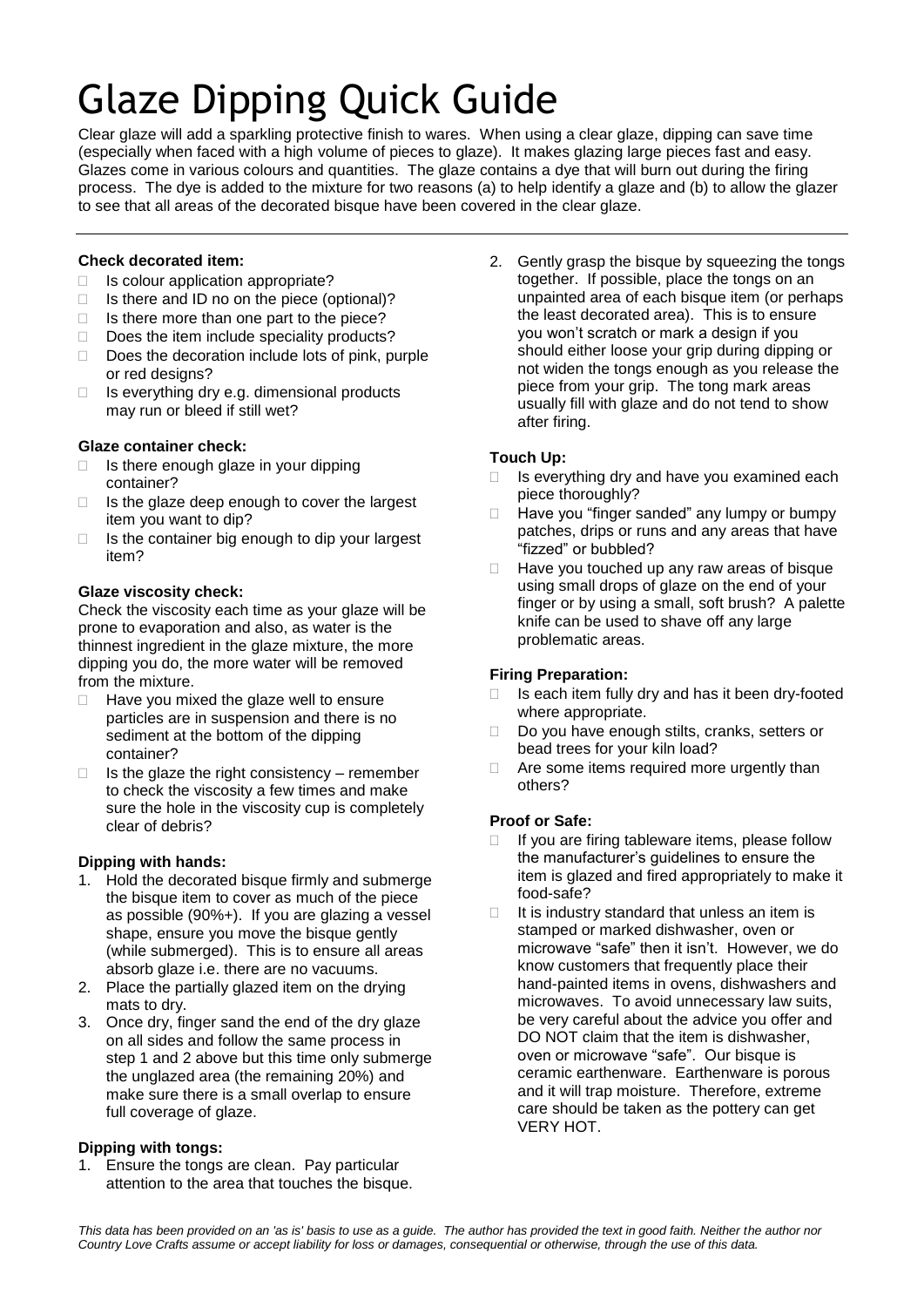# Glaze Dipping Quick Guide

Clear glaze will add a sparkling protective finish to wares. When using a clear glaze, dipping can save time (especially when faced with a high volume of pieces to glaze). It makes glazing large pieces fast and easy. Glazes come in various colours and quantities. The glaze contains a dye that will burn out during the firing process. The dye is added to the mixture for two reasons (a) to help identify a glaze and (b) to allow the glazer to see that all areas of the decorated bisque have been covered in the clear glaze.

---

**Check decorated item:**

- Is colour application appropriate?
- Is there and ID no on the piece (optional)?
- Is there more than one part to the piece?
- Does the item include speciality products?
- Does the decoration include lots of pink, purple or red designs?
- Is everything dry e.g. dimensional products may run or bleed if still wet?

**Glaze container check:**

- Is there enough glaze in your dipping container?
- Is the glaze deep enough to cover the largest item you want to dip?
- Is the container big enough to dip your largest item?

**Glaze viscosity check:**

Check the viscosity each time as your glaze will be prone to evaporation and also, as water is the thinnest ingredient in the glaze mixture, the more dipping you do, the more water will be removed from the mixture.

- Have you mixed the glaze well to ensure particles are in suspension and there is no sediment at the bottom of the dipping container?
- Is the glaze the right consistency – remember to check the viscosity a few times and make sure the hole in the viscosity cup is completely clear of debris?

**Dipping with hands:**

1. Hold the decorated bisque firmly and submerge the bisque item to cover as much of the piece as possible (90%+). If you are glazing a vessel shape, ensure you move the bisque gently (while submerged). This is to ensure all areas absorb glaze i.e. there are no vacuums.
2. Place the partially glazed item on the drying mats to dry.
3. Once dry, finger sand the end of the dry glaze on all sides and follow the same process in step 1 and 2 above but this time only submerge the unglazed area (the remaining 20%) and make sure there is a small overlap to ensure full coverage of glaze.

**Dipping with tongs:**

1. Ensure the tongs are clean. Pay particular attention to the area that touches the bisque.
2. Gently grasp the bisque by squeezing the tongs together. If possible, place the tongs on an unpainted area of each bisque item (or perhaps the least decorated area). This is to ensure you won't scratch or mark a design if you should either loose your grip during dipping or not widen the tongs enough as you release the piece from your grip. The tong mark areas usually fill with glaze and do not tend to show after firing.

**Touch Up:**

- Is everything dry and have you examined each piece thoroughly?
- Have you "finger sanded" any lumpy or bumpy patches, drips or runs and any areas that have "fizzed" or bubbled?
- Have you touched up any raw areas of bisque using small drops of glaze on the end of your finger or by using a small, soft brush? A palette knife can be used to shave off any large problematic areas.

**Firing Preparation:**

- Is each item fully dry and has it been dry-footed where appropriate.
- Do you have enough stilts, cranks, setters or bead trees for your kiln load?
- Are some items required more urgently than others?

**Proof or Safe:**

- If you are firing tableware items, please follow the manufacturer's guidelines to ensure the item is glazed and fired appropriately to make it food-safe?
- It is industry standard that unless an item is stamped or marked dishwasher, oven or microwave "safe" then it isn't. However, we do know customers that frequently place their hand-painted items in ovens, dishwashers and microwaves. To avoid unnecessary law suits, be very careful about the advice you offer and DO NOT claim that the item is dishwasher, oven or microwave "safe". Our bisque is ceramic earthenware. Earthenware is porous and it will trap moisture. Therefore, extreme care should be taken as the pottery can get VERY HOT.

*This data has been provided on an 'as is' basis to use as a guide. The author has provided the text in good faith. Neither the author nor Country Love Crafts assume or accept liability for loss or damages, consequential or otherwise, through the use of this data.*